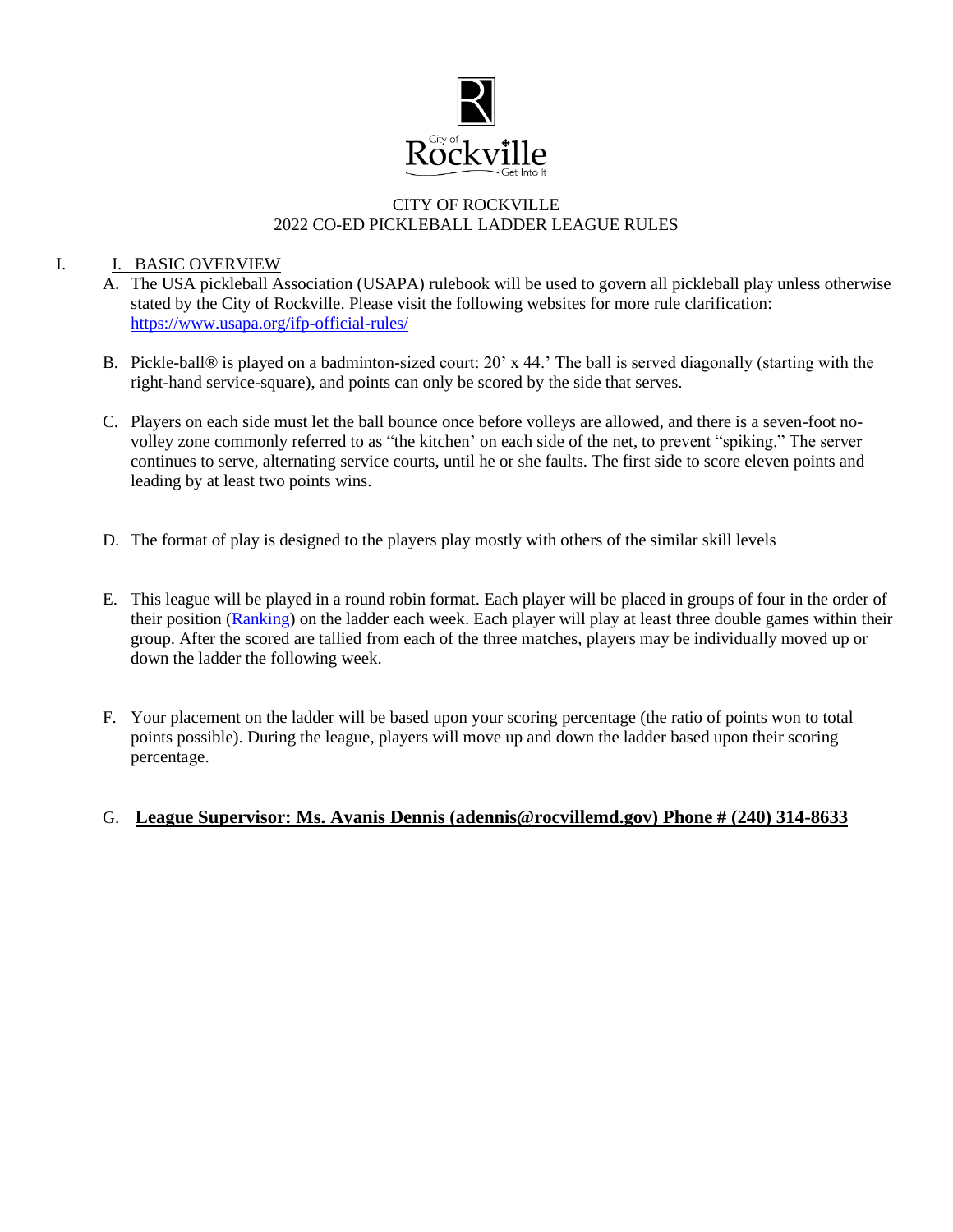# CITY OF ROCKVILLE
## 2022 CO-ED PICKLEBALL LADDER LEAGUE RULES

I. I. BASIC OVERVIEW

A. The USA pickleball Association (USAPA) rulebook will be used to govern all pickleball play unless otherwise stated by the City of Rockville. Please visit the following websites for more rule clarification: https://www.usapa.org/ifp-official-rules/

B. Pickle-ball® is played on a badminton-sized court: 20' x 44.' The ball is served diagonally (starting with the right-hand service-square), and points can only be scored by the side that serves.

C. Players on each side must let the ball bounce once before volleys are allowed, and there is a seven-foot no-volley zone commonly referred to as "the kitchen' on each side of the net, to prevent "spiking." The server continues to serve, alternating service courts, until he or she faults. The first side to score eleven points and leading by at least two points wins.

D. The format of play is designed to the players play mostly with others of the similar skill levels

E. This league will be played in a round robin format. Each player will be placed in groups of four in the order of their position (Ranking) on the ladder each week. Each player will play at least three double games within their group. After the scored are tallied from each of the three matches, players may be individually moved up or down the ladder the following week.

F. Your placement on the ladder will be based upon your scoring percentage (the ratio of points won to total points possible). During the league, players will move up and down the ladder based upon their scoring percentage.

G. **League Supervisor: Ms. Ayanis Dennis (adennis@rocvillemd.gov) Phone # (240) 314-8633**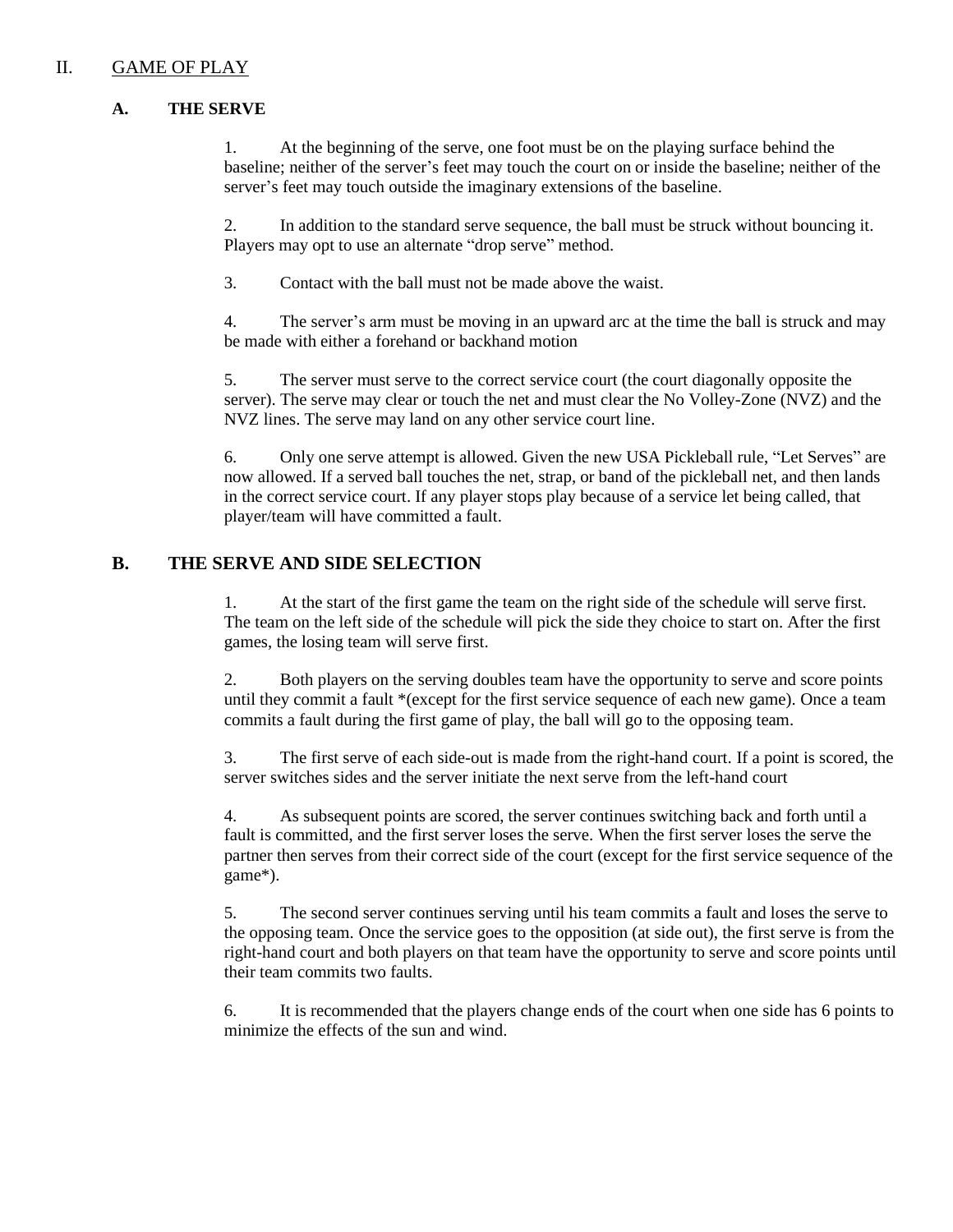## II. GAME OF PLAY

### A. THE SERVE

1. At the beginning of the serve, one foot must be on the playing surface behind the baseline; neither of the server's feet may touch the court on or inside the baseline; neither of the server's feet may touch outside the imaginary extensions of the baseline.

2. In addition to the standard serve sequence, the ball must be struck without bouncing it. Players may opt to use an alternate "drop serve" method.

3. Contact with the ball must not be made above the waist.

4. The server's arm must be moving in an upward arc at the time the ball is struck and may be made with either a forehand or backhand motion

5. The server must serve to the correct service court (the court diagonally opposite the server). The serve may clear or touch the net and must clear the No Volley-Zone (NVZ) and the NVZ lines. The serve may land on any other service court line.

6. Only one serve attempt is allowed. Given the new USA Pickleball rule, "Let Serves" are now allowed. If a served ball touches the net, strap, or band of the pickleball net, and then lands in the correct service court. If any player stops play because of a service let being called, that player/team will have committed a fault.

### B. THE SERVE AND SIDE SELECTION

1. At the start of the first game the team on the right side of the schedule will serve first. The team on the left side of the schedule will pick the side they choice to start on. After the first games, the losing team will serve first.

2. Both players on the serving doubles team have the opportunity to serve and score points until they commit a fault *(except for the first service sequence of each new game). Once a team commits a fault during the first game of play, the ball will go to the opposing team.

3. The first serve of each side-out is made from the right-hand court. If a point is scored, the server switches sides and the server initiate the next serve from the left-hand court

4. As subsequent points are scored, the server continues switching back and forth until a fault is committed, and the first server loses the serve. When the first server loses the serve the partner then serves from their correct side of the court (except for the first service sequence of the game*).

5. The second server continues serving until his team commits a fault and loses the serve to the opposing team. Once the service goes to the opposition (at side out), the first serve is from the right-hand court and both players on that team have the opportunity to serve and score points until their team commits two faults.

6. It is recommended that the players change ends of the court when one side has 6 points to minimize the effects of the sun and wind.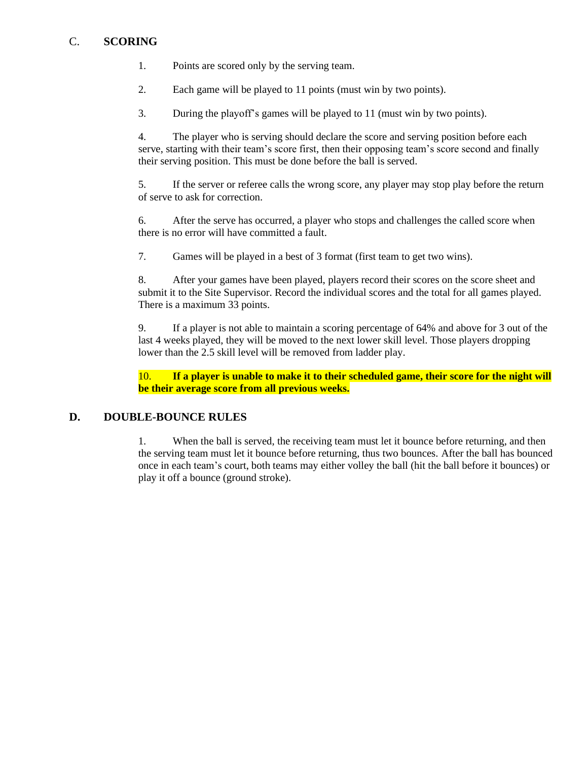## C. SCORING

1. Points are scored only by the serving team.

2. Each game will be played to 11 points (must win by two points).

3. During the playoff's games will be played to 11 (must win by two points).

4. The player who is serving should declare the score and serving position before each serve, starting with their team's score first, then their opposing team's score second and finally their serving position. This must be done before the ball is served.

5. If the server or referee calls the wrong score, any player may stop play before the return of serve to ask for correction.

6. After the serve has occurred, a player who stops and challenges the called score when there is no error will have committed a fault.

7. Games will be played in a best of 3 format (first team to get two wins).

8. After your games have been played, players record their scores on the score sheet and submit it to the Site Supervisor. Record the individual scores and the total for all games played. There is a maximum 33 points.

9. If a player is not able to maintain a scoring percentage of 64% and above for 3 out of the last 4 weeks played, they will be moved to the next lower skill level. Those players dropping lower than the 2.5 skill level will be removed from ladder play.

10. **If a player is unable to make it to their scheduled game, their score for the night will be their average score from all previous weeks.**

## D. DOUBLE-BOUNCE RULES

1. When the ball is served, the receiving team must let it bounce before returning, and then the serving team must let it bounce before returning, thus two bounces. After the ball has bounced once in each team's court, both teams may either volley the ball (hit the ball before it bounces) or play it off a bounce (ground stroke).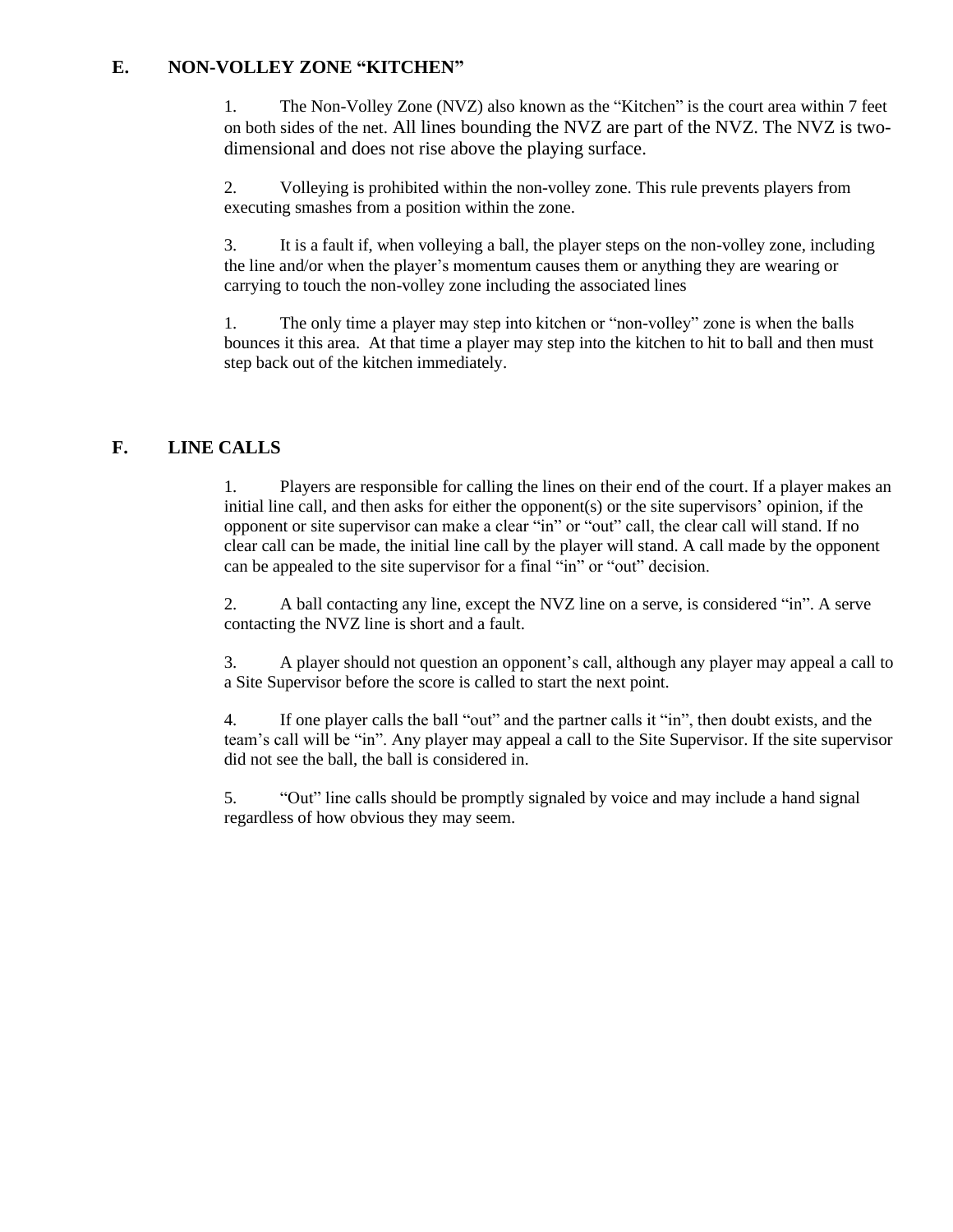## E. NON-VOLLEY ZONE "KITCHEN"

1. The Non-Volley Zone (NVZ) also known as the "Kitchen" is the court area within 7 feet on both sides of the net. All lines bounding the NVZ are part of the NVZ. The NVZ is two-dimensional and does not rise above the playing surface.

2. Volleying is prohibited within the non-volley zone. This rule prevents players from executing smashes from a position within the zone.

3. It is a fault if, when volleying a ball, the player steps on the non-volley zone, including the line and/or when the player's momentum causes them or anything they are wearing or carrying to touch the non-volley zone including the associated lines

1. The only time a player may step into kitchen or "non-volley" zone is when the balls bounces it this area. At that time a player may step into the kitchen to hit to ball and then must step back out of the kitchen immediately.

## F. LINE CALLS

1. Players are responsible for calling the lines on their end of the court. If a player makes an initial line call, and then asks for either the opponent(s) or the site supervisors' opinion, if the opponent or site supervisor can make a clear "in" or "out" call, the clear call will stand. If no clear call can be made, the initial line call by the player will stand. A call made by the opponent can be appealed to the site supervisor for a final "in" or "out" decision.

2. A ball contacting any line, except the NVZ line on a serve, is considered "in". A serve contacting the NVZ line is short and a fault.

3. A player should not question an opponent's call, although any player may appeal a call to a Site Supervisor before the score is called to start the next point.

4. If one player calls the ball "out" and the partner calls it "in", then doubt exists, and the team's call will be "in". Any player may appeal a call to the Site Supervisor. If the site supervisor did not see the ball, the ball is considered in.

5. "Out" line calls should be promptly signaled by voice and may include a hand signal regardless of how obvious they may seem.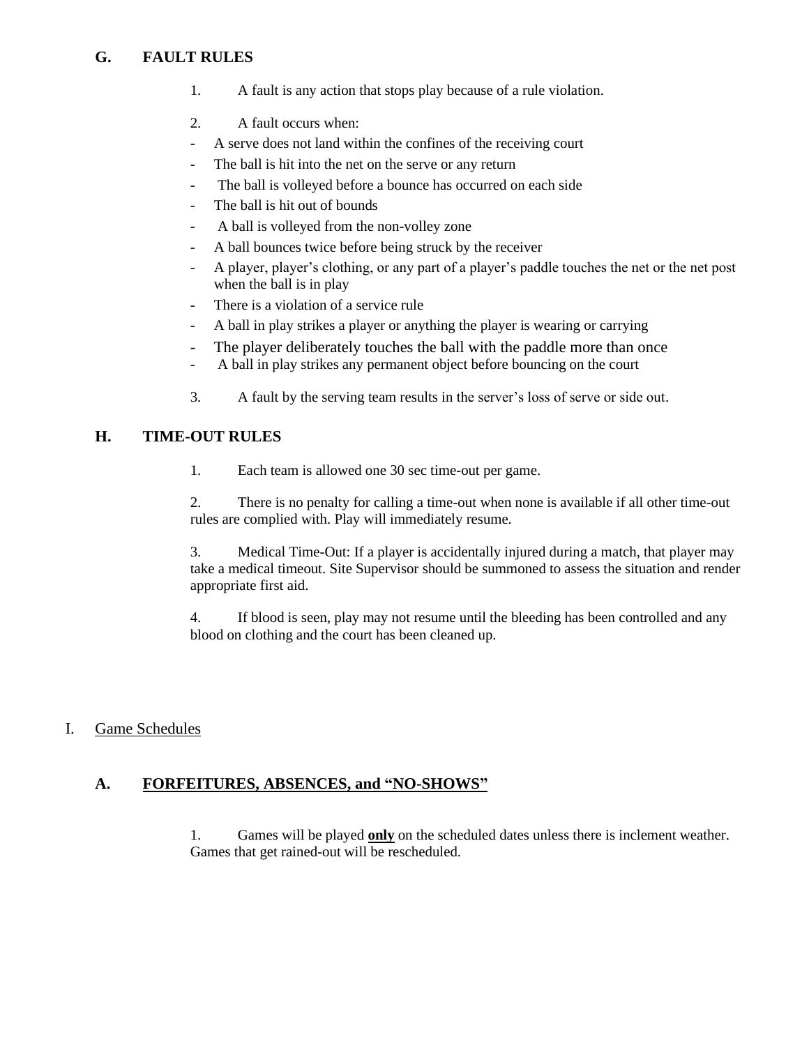### G. FAULT RULES

1. A fault is any action that stops play because of a rule violation.

2. A fault occurs when:

- A serve does not land within the confines of the receiving court
- The ball is hit into the net on the serve or any return
- The ball is volleyed before a bounce has occurred on each side
- The ball is hit out of bounds
- A ball is volleyed from the non-volley zone
- A ball bounces twice before being struck by the receiver
- A player, player's clothing, or any part of a player's paddle touches the net or the net post when the ball is in play
- There is a violation of a service rule
- A ball in play strikes a player or anything the player is wearing or carrying
- The player deliberately touches the ball with the paddle more than once
- A ball in play strikes any permanent object before bouncing on the court

3. A fault by the serving team results in the server's loss of serve or side out.

### H. TIME-OUT RULES

1. Each team is allowed one 30 sec time-out per game.

2. There is no penalty for calling a time-out when none is available if all other time-out rules are complied with. Play will immediately resume.

3. Medical Time-Out: If a player is accidentally injured during a match, that player may take a medical timeout. Site Supervisor should be summoned to assess the situation and render appropriate first aid.

4. If blood is seen, play may not resume until the bleeding has been controlled and any blood on clothing and the court has been cleaned up.

## I. Game Schedules

### A. FORFEITURES, ABSENCES, and "NO-SHOWS"

1. Games will be played **only** on the scheduled dates unless there is inclement weather. Games that get rained-out will be rescheduled.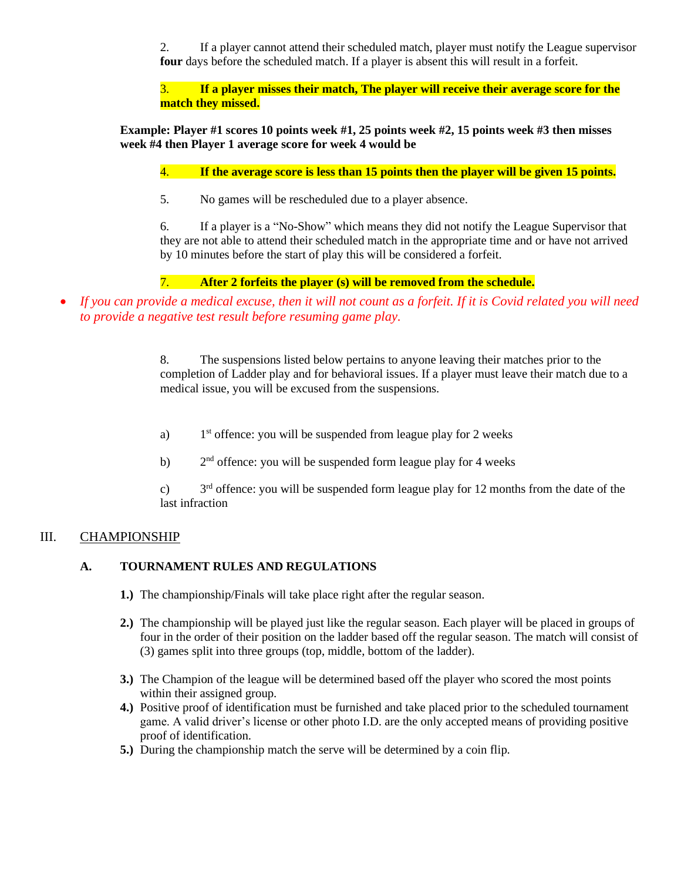2. If a player cannot attend their scheduled match, player must notify the League supervisor **four** days before the scheduled match. If a player is absent this will result in a forfeit.

3. **If a player misses their match, The player will receive their average score for the match they missed.**

**Example: Player #1 scores 10 points week #1, 25 points week #2, 15 points week #3 then misses week #4 then Player 1 average score for week 4 would be**

4. **If the average score is less than 15 points then the player will be given 15 points.**

5. No games will be rescheduled due to a player absence.

6. If a player is a "No-Show" which means they did not notify the League Supervisor that they are not able to attend their scheduled match in the appropriate time and or have not arrived by 10 minutes before the start of play this will be considered a forfeit.

7. **After 2 forfeits the player (s) will be removed from the schedule.**

- *If you can provide a medical excuse, then it will not count as a forfeit. If it is Covid related you will need to provide a negative test result before resuming game play.*

8. The suspensions listed below pertains to anyone leaving their matches prior to the completion of Ladder play and for behavioral issues. If a player must leave their match due to a medical issue, you will be excused from the suspensions.

a) 1st offence: you will be suspended from league play for 2 weeks

b) 2nd offence: you will be suspended form league play for 4 weeks

c) 3rd offence: you will be suspended form league play for 12 months from the date of the last infraction

## III. CHAMPIONSHIP

### A. TOURNAMENT RULES AND REGULATIONS

**1.)** The championship/Finals will take place right after the regular season.

**2.)** The championship will be played just like the regular season. Each player will be placed in groups of four in the order of their position on the ladder based off the regular season. The match will consist of (3) games split into three groups (top, middle, bottom of the ladder).

**3.)** The Champion of the league will be determined based off the player who scored the most points within their assigned group.

**4.)** Positive proof of identification must be furnished and take placed prior to the scheduled tournament game. A valid driver's license or other photo I.D. are the only accepted means of providing positive proof of identification.

**5.)** During the championship match the serve will be determined by a coin flip.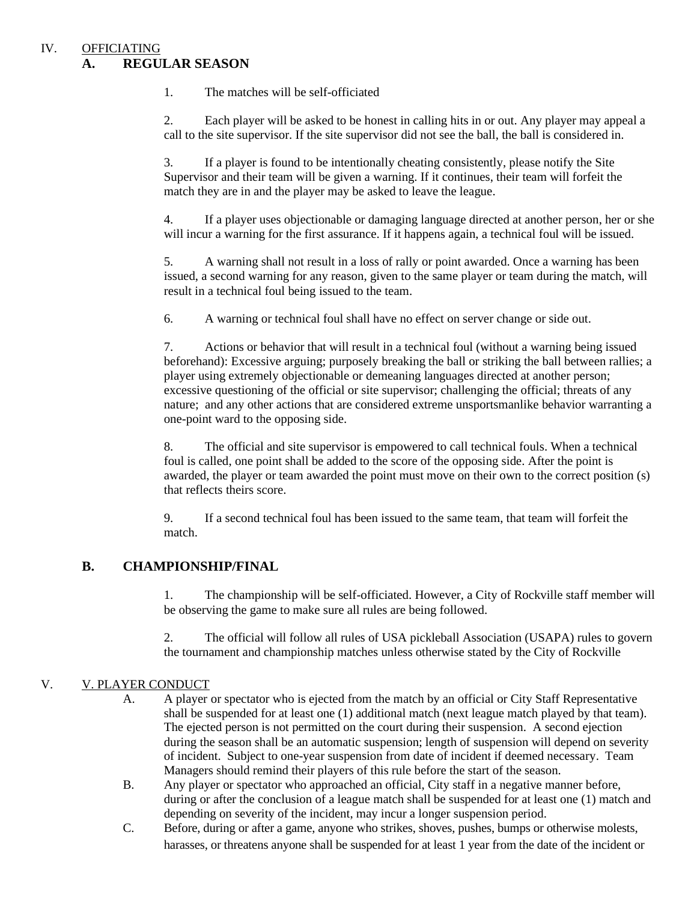## IV. OFFICIATING

### A. REGULAR SEASON

1. The matches will be self-officiated

2. Each player will be asked to be honest in calling hits in or out. Any player may appeal a call to the site supervisor. If the site supervisor did not see the ball, the ball is considered in.

3. If a player is found to be intentionally cheating consistently, please notify the Site Supervisor and their team will be given a warning. If it continues, their team will forfeit the match they are in and the player may be asked to leave the league.

4. If a player uses objectionable or damaging language directed at another person, her or she will incur a warning for the first assurance. If it happens again, a technical foul will be issued.

5. A warning shall not result in a loss of rally or point awarded. Once a warning has been issued, a second warning for any reason, given to the same player or team during the match, will result in a technical foul being issued to the team.

6. A warning or technical foul shall have no effect on server change or side out.

7. Actions or behavior that will result in a technical foul (without a warning being issued beforehand): Excessive arguing; purposely breaking the ball or striking the ball between rallies; a player using extremely objectionable or demeaning languages directed at another person; excessive questioning of the official or site supervisor; challenging the official; threats of any nature; and any other actions that are considered extreme unsportsmanlike behavior warranting a one-point ward to the opposing side.

8. The official and site supervisor is empowered to call technical fouls. When a technical foul is called, one point shall be added to the score of the opposing side. After the point is awarded, the player or team awarded the point must move on their own to the correct position (s) that reflects theirs score.

9. If a second technical foul has been issued to the same team, that team will forfeit the match.

### B. CHAMPIONSHIP/FINAL

1. The championship will be self-officiated. However, a City of Rockville staff member will be observing the game to make sure all rules are being followed.

2. The official will follow all rules of USA pickleball Association (USAPA) rules to govern the tournament and championship matches unless otherwise stated by the City of Rockville

## V. V. PLAYER CONDUCT

A. A player or spectator who is ejected from the match by an official or City Staff Representative shall be suspended for at least one (1) additional match (next league match played by that team). The ejected person is not permitted on the court during their suspension. A second ejection during the season shall be an automatic suspension; length of suspension will depend on severity of incident. Subject to one-year suspension from date of incident if deemed necessary. Team Managers should remind their players of this rule before the start of the season.

B. Any player or spectator who approached an official, City staff in a negative manner before, during or after the conclusion of a league match shall be suspended for at least one (1) match and depending on severity of the incident, may incur a longer suspension period.

C. Before, during or after a game, anyone who strikes, shoves, pushes, bumps or otherwise molests, harasses, or threatens anyone shall be suspended for at least 1 year from the date of the incident or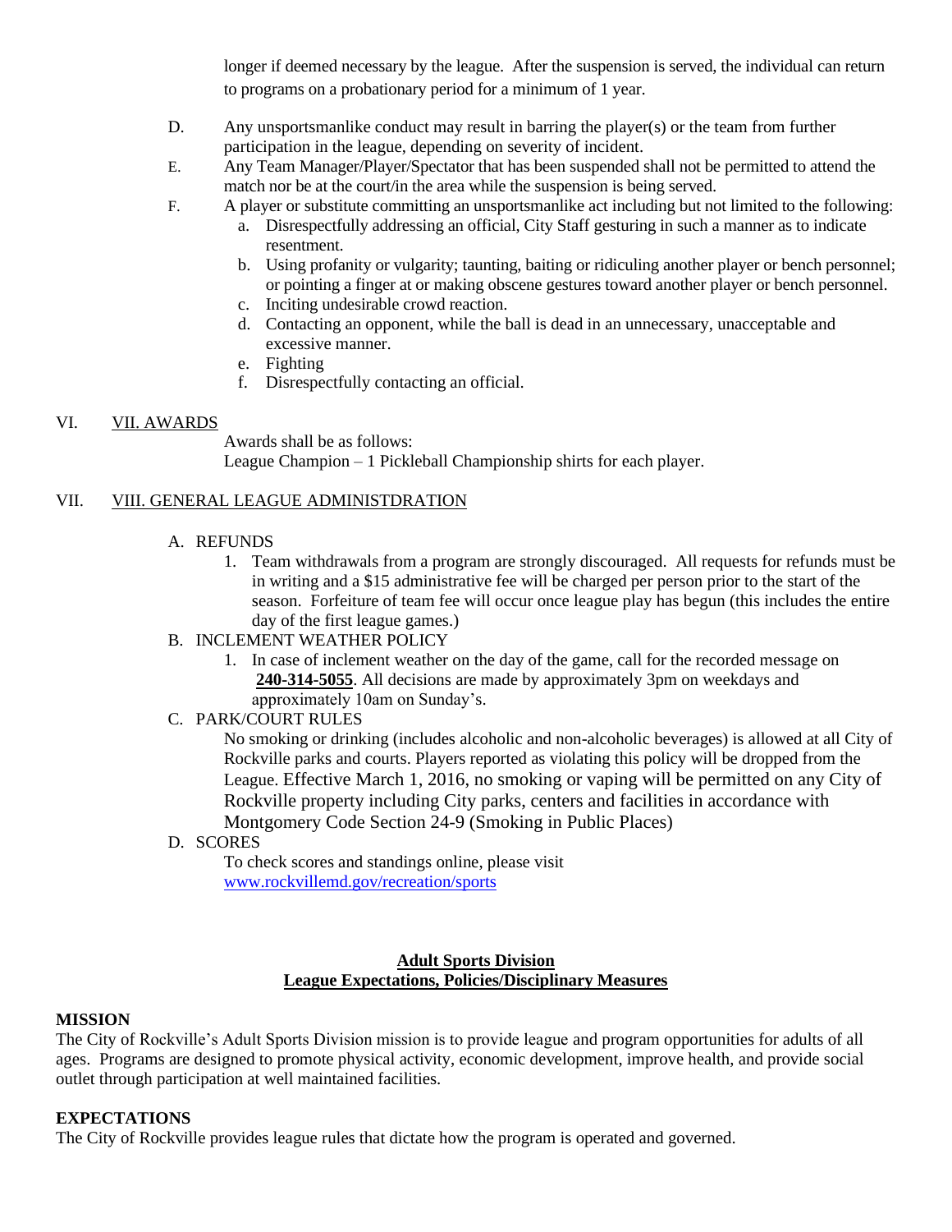longer if deemed necessary by the league. After the suspension is served, the individual can return to programs on a probationary period for a minimum of 1 year.

D. Any unsportsmanlike conduct may result in barring the player(s) or the team from further participation in the league, depending on severity of incident.

E. Any Team Manager/Player/Spectator that has been suspended shall not be permitted to attend the match nor be at the court/in the area while the suspension is being served.

F. A player or substitute committing an unsportsmanlike act including but not limited to the following:

   a. Disrespectfully addressing an official, City Staff gesturing in such a manner as to indicate resentment.
   b. Using profanity or vulgarity; taunting, baiting or ridiculing another player or bench personnel; or pointing a finger at or making obscene gestures toward another player or bench personnel.
   c. Inciting undesirable crowd reaction.
   d. Contacting an opponent, while the ball is dead in an unnecessary, unacceptable and excessive manner.
   e. Fighting
   f. Disrespectfully contacting an official.

## VI. VII. AWARDS

Awards shall be as follows:
League Champion – 1 Pickleball Championship shirts for each player.

## VII. VIII. GENERAL LEAGUE ADMINISTDRATION

A. REFUNDS

   1. Team withdrawals from a program are strongly discouraged. All requests for refunds must be in writing and a $15 administrative fee will be charged per person prior to the start of the season. Forfeiture of team fee will occur once league play has begun (this includes the entire day of the first league games.)

B. INCLEMENT WEATHER POLICY

   1. In case of inclement weather on the day of the game, call for the recorded message on **240-314-5055**. All decisions are made by approximately 3pm on weekdays and approximately 10am on Sunday's.

C. PARK/COURT RULES

No smoking or drinking (includes alcoholic and non-alcoholic beverages) is allowed at all City of Rockville parks and courts. Players reported as violating this policy will be dropped from the League. Effective March 1, 2016, no smoking or vaping will be permitted on any City of Rockville property including City parks, centers and facilities in accordance with Montgomery Code Section 24-9 (Smoking in Public Places)

D. SCORES

To check scores and standings online, please visit
www.rockvillemd.gov/recreation/sports

## Adult Sports Division
## League Expectations, Policies/Disciplinary Measures

**MISSION**

The City of Rockville's Adult Sports Division mission is to provide league and program opportunities for adults of all ages. Programs are designed to promote physical activity, economic development, improve health, and provide social outlet through participation at well maintained facilities.

**EXPECTATIONS**

The City of Rockville provides league rules that dictate how the program is operated and governed.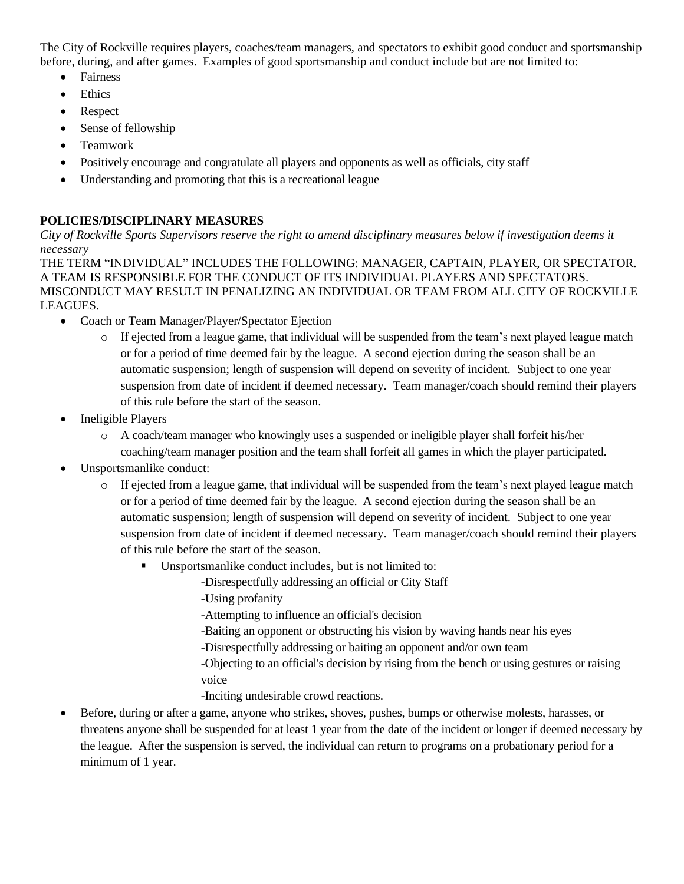The City of Rockville requires players, coaches/team managers, and spectators to exhibit good conduct and sportsmanship before, during, and after games. Examples of good sportsmanship and conduct include but are not limited to:

- Fairness
- Ethics
- Respect
- Sense of fellowship
- Teamwork
- Positively encourage and congratulate all players and opponents as well as officials, city staff
- Understanding and promoting that this is a recreational league

**POLICIES/DISCIPLINARY MEASURES**

*City of Rockville Sports Supervisors reserve the right to amend disciplinary measures below if investigation deems it necessary*

THE TERM "INDIVIDUAL" INCLUDES THE FOLLOWING: MANAGER, CAPTAIN, PLAYER, OR SPECTATOR. A TEAM IS RESPONSIBLE FOR THE CONDUCT OF ITS INDIVIDUAL PLAYERS AND SPECTATORS. MISCONDUCT MAY RESULT IN PENALIZING AN INDIVIDUAL OR TEAM FROM ALL CITY OF ROCKVILLE LEAGUES.

- Coach or Team Manager/Player/Spectator Ejection
  - If ejected from a league game, that individual will be suspended from the team's next played league match or for a period of time deemed fair by the league. A second ejection during the season shall be an automatic suspension; length of suspension will depend on severity of incident. Subject to one year suspension from date of incident if deemed necessary. Team manager/coach should remind their players of this rule before the start of the season.
- Ineligible Players
  - A coach/team manager who knowingly uses a suspended or ineligible player shall forfeit his/her coaching/team manager position and the team shall forfeit all games in which the player participated.
- Unsportsmanlike conduct:
  - If ejected from a league game, that individual will be suspended from the team's next played league match or for a period of time deemed fair by the league. A second ejection during the season shall be an automatic suspension; length of suspension will depend on severity of incident. Subject to one year suspension from date of incident if deemed necessary. Team manager/coach should remind their players of this rule before the start of the season.
    - Unsportsmanlike conduct includes, but is not limited to:
      - -Disrespectfully addressing an official or City Staff
      - -Using profanity
      - -Attempting to influence an official's decision
      - -Baiting an opponent or obstructing his vision by waving hands near his eyes
      - -Disrespectfully addressing or baiting an opponent and/or own team
      - -Objecting to an official's decision by rising from the bench or using gestures or raising voice
      - -Inciting undesirable crowd reactions.
- Before, during or after a game, anyone who strikes, shoves, pushes, bumps or otherwise molests, harasses, or threatens anyone shall be suspended for at least 1 year from the date of the incident or longer if deemed necessary by the league. After the suspension is served, the individual can return to programs on a probationary period for a minimum of 1 year.